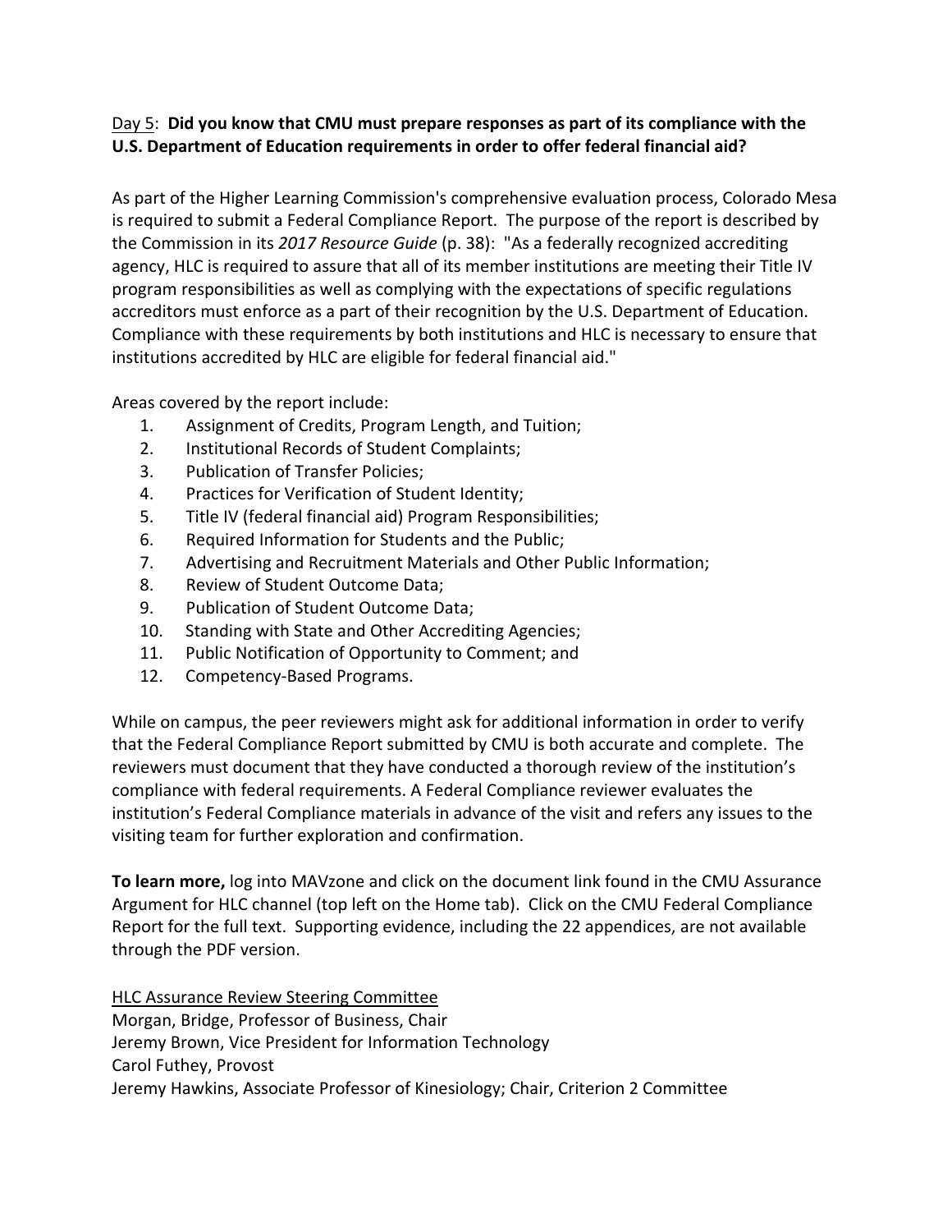Day 5: **Did you know that CMU must prepare responses as part of its compliance with the U.S. Department of Education requirements in order to offer federal financial aid?**

As part of the Higher Learning Commission's comprehensive evaluation process, Colorado Mesa is required to submit a Federal Compliance Report. The purpose of the report is described by the Commission in its *2017 Resource Guide* (p. 38): "As a federally recognized accrediting agency, HLC is required to assure that all of its member institutions are meeting their Title IV program responsibilities as well as complying with the expectations of specific regulations accreditors must enforce as a part of their recognition by the U.S. Department of Education. Compliance with these requirements by both institutions and HLC is necessary to ensure that institutions accredited by HLC are eligible for federal financial aid."

Areas covered by the report include:

1. Assignment of Credits, Program Length, and Tuition;
2. Institutional Records of Student Complaints;
3. Publication of Transfer Policies;
4. Practices for Verification of Student Identity;
5. Title IV (federal financial aid) Program Responsibilities;
6. Required Information for Students and the Public;
7. Advertising and Recruitment Materials and Other Public Information;
8. Review of Student Outcome Data;
9. Publication of Student Outcome Data;
10. Standing with State and Other Accrediting Agencies;
11. Public Notification of Opportunity to Comment; and
12. Competency-Based Programs.

While on campus, the peer reviewers might ask for additional information in order to verify that the Federal Compliance Report submitted by CMU is both accurate and complete. The reviewers must document that they have conducted a thorough review of the institution's compliance with federal requirements. A Federal Compliance reviewer evaluates the institution's Federal Compliance materials in advance of the visit and refers any issues to the visiting team for further exploration and confirmation.

**To learn more,** log into MAVzone and click on the document link found in the CMU Assurance Argument for HLC channel (top left on the Home tab). Click on the CMU Federal Compliance Report for the full text. Supporting evidence, including the 22 appendices, are not available through the PDF version.

HLC Assurance Review Steering Committee
Morgan, Bridge, Professor of Business, Chair
Jeremy Brown, Vice President for Information Technology
Carol Futhey, Provost
Jeremy Hawkins, Associate Professor of Kinesiology; Chair, Criterion 2 Committee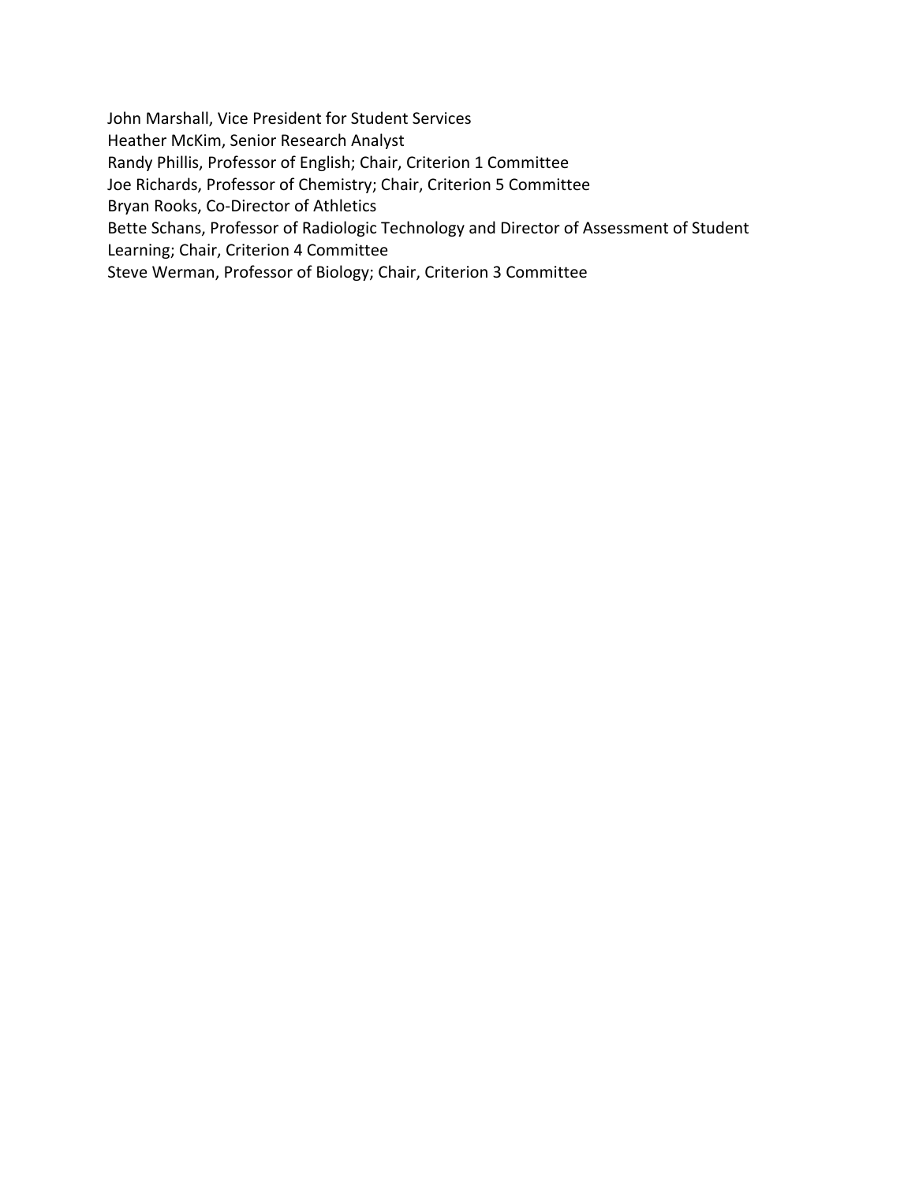John Marshall, Vice President for Student Services  
Heather McKim, Senior Research Analyst  
Randy Phillis, Professor of English; Chair, Criterion 1 Committee  
Joe Richards, Professor of Chemistry; Chair, Criterion 5 Committee  
Bryan Rooks, Co-Director of Athletics  
Bette Schans, Professor of Radiologic Technology and Director of Assessment of Student Learning; Chair, Criterion 4 Committee  
Steve Werman, Professor of Biology; Chair, Criterion 3 Committee